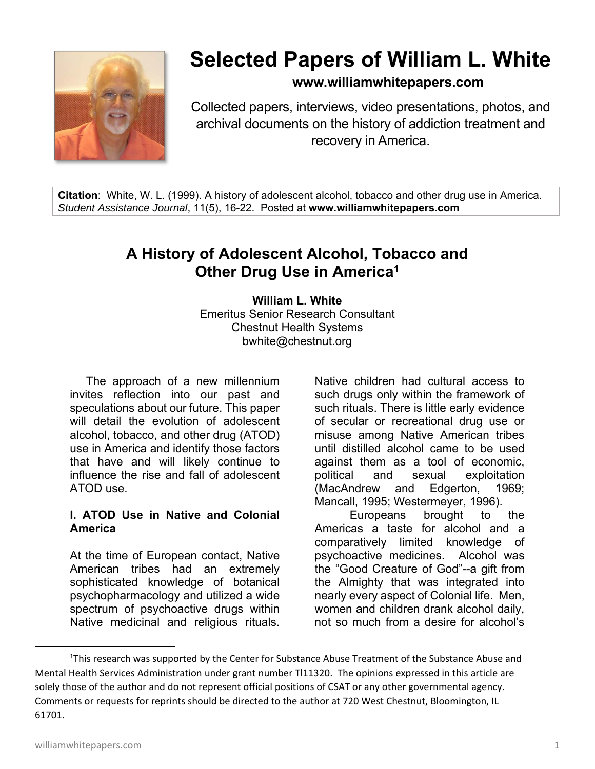# Selected Papers of William L. White

**www.williamwhitepapers.com**

Collected papers, interviews, video presentations, photos, and archival documents on the history of addiction treatment and recovery in America.

**Citation**: White, W. L. (1999). A history of adolescent alcohol, tobacco and other drug use in America. *Student Assistance Journal*, 11(5), 16-22. Posted at **www.williamwhitepapers.com**

## A History of Adolescent Alcohol, Tobacco and Other Drug Use in America[1]

**William L. White**
Emeritus Senior Research Consultant
Chestnut Health Systems
bwhite@chestnut.org

The approach of a new millennium invites reflection into our past and speculations about our future. This paper will detail the evolution of adolescent alcohol, tobacco, and other drug (ATOD) use in America and identify those factors that have and will likely continue to influence the rise and fall of adolescent ATOD use.

### I. ATOD Use in Native and Colonial America

At the time of European contact, Native American tribes had an extremely sophisticated knowledge of botanical psychopharmacology and utilized a wide spectrum of psychoactive drugs within Native medicinal and religious rituals. Native children had cultural access to such drugs only within the framework of such rituals. There is little early evidence of secular or recreational drug use or misuse among Native American tribes until distilled alcohol came to be used against them as a tool of economic, political and sexual exploitation (MacAndrew and Edgerton, 1969; Mancall, 1995; Westermeyer, 1996).

Europeans brought to the Americas a taste for alcohol and a comparatively limited knowledge of psychoactive medicines. Alcohol was the "Good Creature of God"--a gift from the Almighty that was integrated into nearly every aspect of Colonial life. Men, women and children drank alcohol daily, not so much from a desire for alcohol's

[1]This research was supported by the Center for Substance Abuse Treatment of the Substance Abuse and Mental Health Services Administration under grant number TI11320. The opinions expressed in this article are solely those of the author and do not represent official positions of CSAT or any other governmental agency. Comments or requests for reprints should be directed to the author at 720 West Chestnut, Bloomington, IL 61701.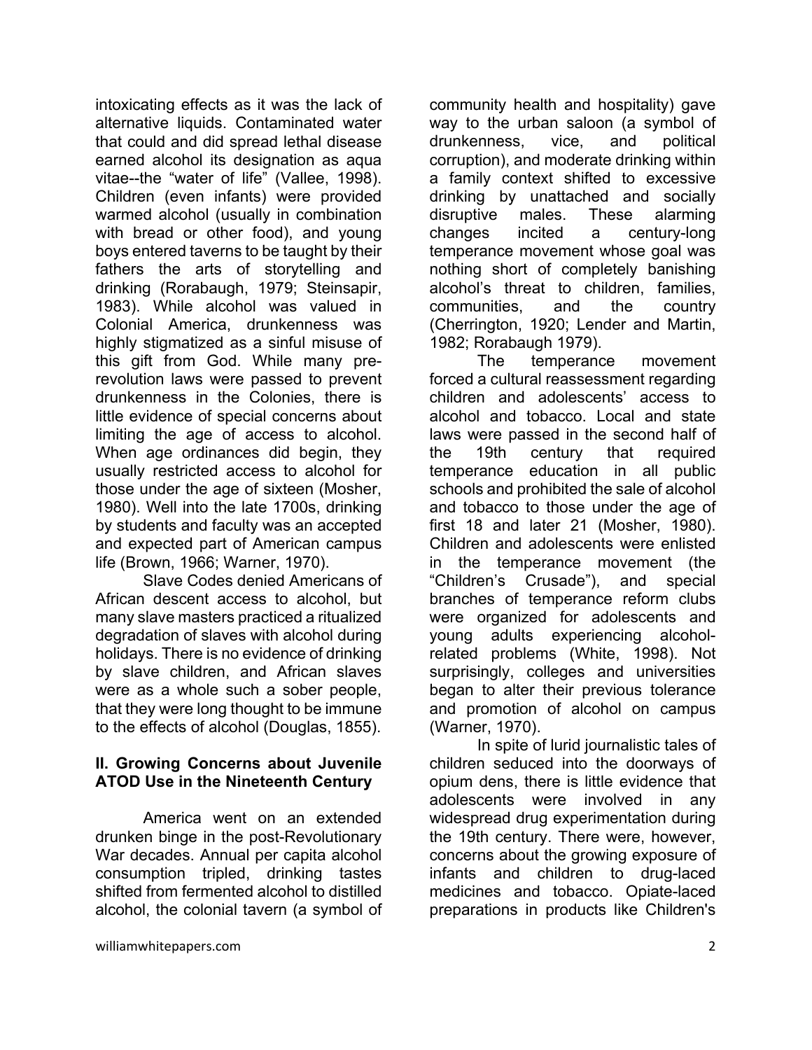intoxicating effects as it was the lack of alternative liquids. Contaminated water that could and did spread lethal disease earned alcohol its designation as aqua vitae--the "water of life" (Vallee, 1998). Children (even infants) were provided warmed alcohol (usually in combination with bread or other food), and young boys entered taverns to be taught by their fathers the arts of storytelling and drinking (Rorabaugh, 1979; Steinsapir, 1983). While alcohol was valued in Colonial America, drunkenness was highly stigmatized as a sinful misuse of this gift from God. While many pre-revolution laws were passed to prevent drunkenness in the Colonies, there is little evidence of special concerns about limiting the age of access to alcohol. When age ordinances did begin, they usually restricted access to alcohol for those under the age of sixteen (Mosher, 1980). Well into the late 1700s, drinking by students and faculty was an accepted and expected part of American campus life (Brown, 1966; Warner, 1970).

Slave Codes denied Americans of African descent access to alcohol, but many slave masters practiced a ritualized degradation of slaves with alcohol during holidays. There is no evidence of drinking by slave children, and African slaves were as a whole such a sober people, that they were long thought to be immune to the effects of alcohol (Douglas, 1855).

## II. Growing Concerns about Juvenile ATOD Use in the Nineteenth Century

America went on an extended drunken binge in the post-Revolutionary War decades. Annual per capita alcohol consumption tripled, drinking tastes shifted from fermented alcohol to distilled alcohol, the colonial tavern (a symbol of community health and hospitality) gave way to the urban saloon (a symbol of drunkenness, vice, and political corruption), and moderate drinking within a family context shifted to excessive drinking by unattached and socially disruptive males. These alarming changes incited a century-long temperance movement whose goal was nothing short of completely banishing alcohol's threat to children, families, communities, and the country (Cherrington, 1920; Lender and Martin, 1982; Rorabaugh 1979).

The temperance movement forced a cultural reassessment regarding children and adolescents' access to alcohol and tobacco. Local and state laws were passed in the second half of the 19th century that required temperance education in all public schools and prohibited the sale of alcohol and tobacco to those under the age of first 18 and later 21 (Mosher, 1980). Children and adolescents were enlisted in the temperance movement (the "Children's Crusade"), and special branches of temperance reform clubs were organized for adolescents and young adults experiencing alcohol-related problems (White, 1998). Not surprisingly, colleges and universities began to alter their previous tolerance and promotion of alcohol on campus (Warner, 1970).

In spite of lurid journalistic tales of children seduced into the doorways of opium dens, there is little evidence that adolescents were involved in any widespread drug experimentation during the 19th century. There were, however, concerns about the growing exposure of infants and children to drug-laced medicines and tobacco. Opiate-laced preparations in products like Children's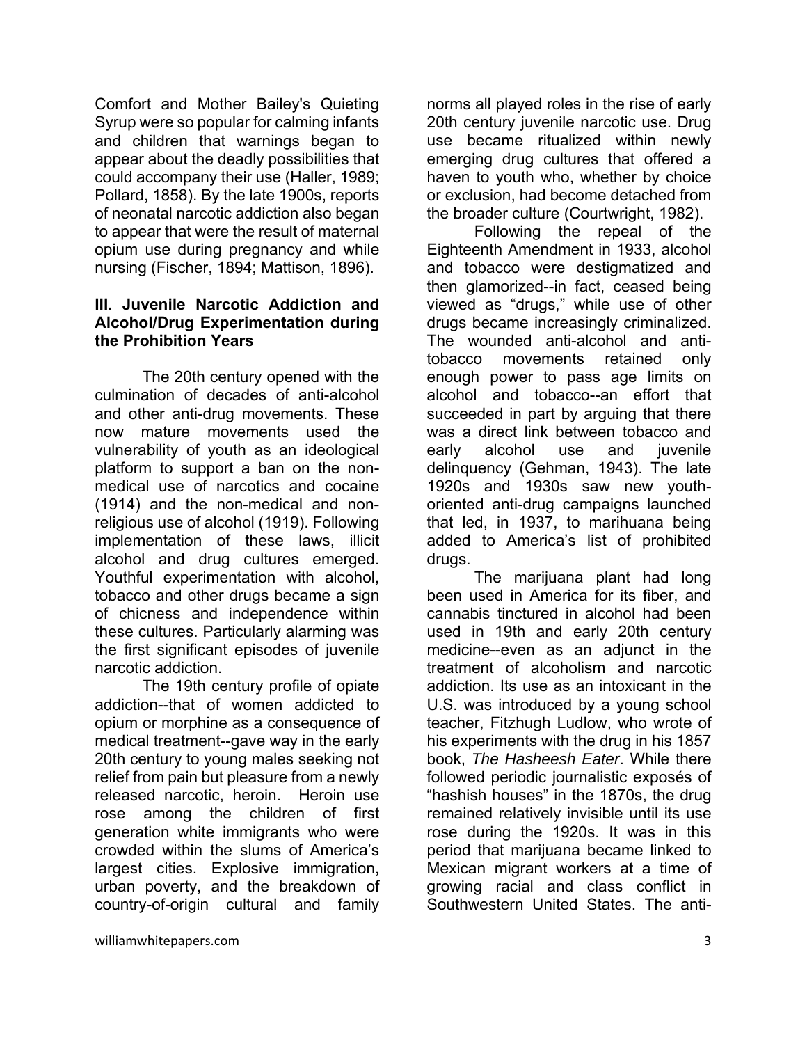Comfort and Mother Bailey's Quieting Syrup were so popular for calming infants and children that warnings began to appear about the deadly possibilities that could accompany their use (Haller, 1989; Pollard, 1858). By the late 1900s, reports of neonatal narcotic addiction also began to appear that were the result of maternal opium use during pregnancy and while nursing (Fischer, 1894; Mattison, 1896).

### III. Juvenile Narcotic Addiction and Alcohol/Drug Experimentation during the Prohibition Years

The 20th century opened with the culmination of decades of anti-alcohol and other anti-drug movements. These now mature movements used the vulnerability of youth as an ideological platform to support a ban on the non-medical use of narcotics and cocaine (1914) and the non-medical and non-religious use of alcohol (1919). Following implementation of these laws, illicit alcohol and drug cultures emerged. Youthful experimentation with alcohol, tobacco and other drugs became a sign of chicness and independence within these cultures. Particularly alarming was the first significant episodes of juvenile narcotic addiction.

The 19th century profile of opiate addiction--that of women addicted to opium or morphine as a consequence of medical treatment--gave way in the early 20th century to young males seeking not relief from pain but pleasure from a newly released narcotic, heroin. Heroin use rose among the children of first generation white immigrants who were crowded within the slums of America's largest cities. Explosive immigration, urban poverty, and the breakdown of country-of-origin cultural and family norms all played roles in the rise of early 20th century juvenile narcotic use. Drug use became ritualized within newly emerging drug cultures that offered a haven to youth who, whether by choice or exclusion, had become detached from the broader culture (Courtwright, 1982).

Following the repeal of the Eighteenth Amendment in 1933, alcohol and tobacco were destigmatized and then glamorized--in fact, ceased being viewed as "drugs," while use of other drugs became increasingly criminalized. The wounded anti-alcohol and anti-tobacco movements retained only enough power to pass age limits on alcohol and tobacco--an effort that succeeded in part by arguing that there was a direct link between tobacco and early alcohol use and juvenile delinquency (Gehman, 1943). The late 1920s and 1930s saw new youth-oriented anti-drug campaigns launched that led, in 1937, to marihuana being added to America's list of prohibited drugs.

The marijuana plant had long been used in America for its fiber, and cannabis tinctured in alcohol had been used in 19th and early 20th century medicine--even as an adjunct in the treatment of alcoholism and narcotic addiction. Its use as an intoxicant in the U.S. was introduced by a young school teacher, Fitzhugh Ludlow, who wrote of his experiments with the drug in his 1857 book, *The Hasheesh Eater*. While there followed periodic journalistic exposés of "hashish houses" in the 1870s, the drug remained relatively invisible until its use rose during the 1920s. It was in this period that marijuana became linked to Mexican migrant workers at a time of growing racial and class conflict in Southwestern United States. The anti-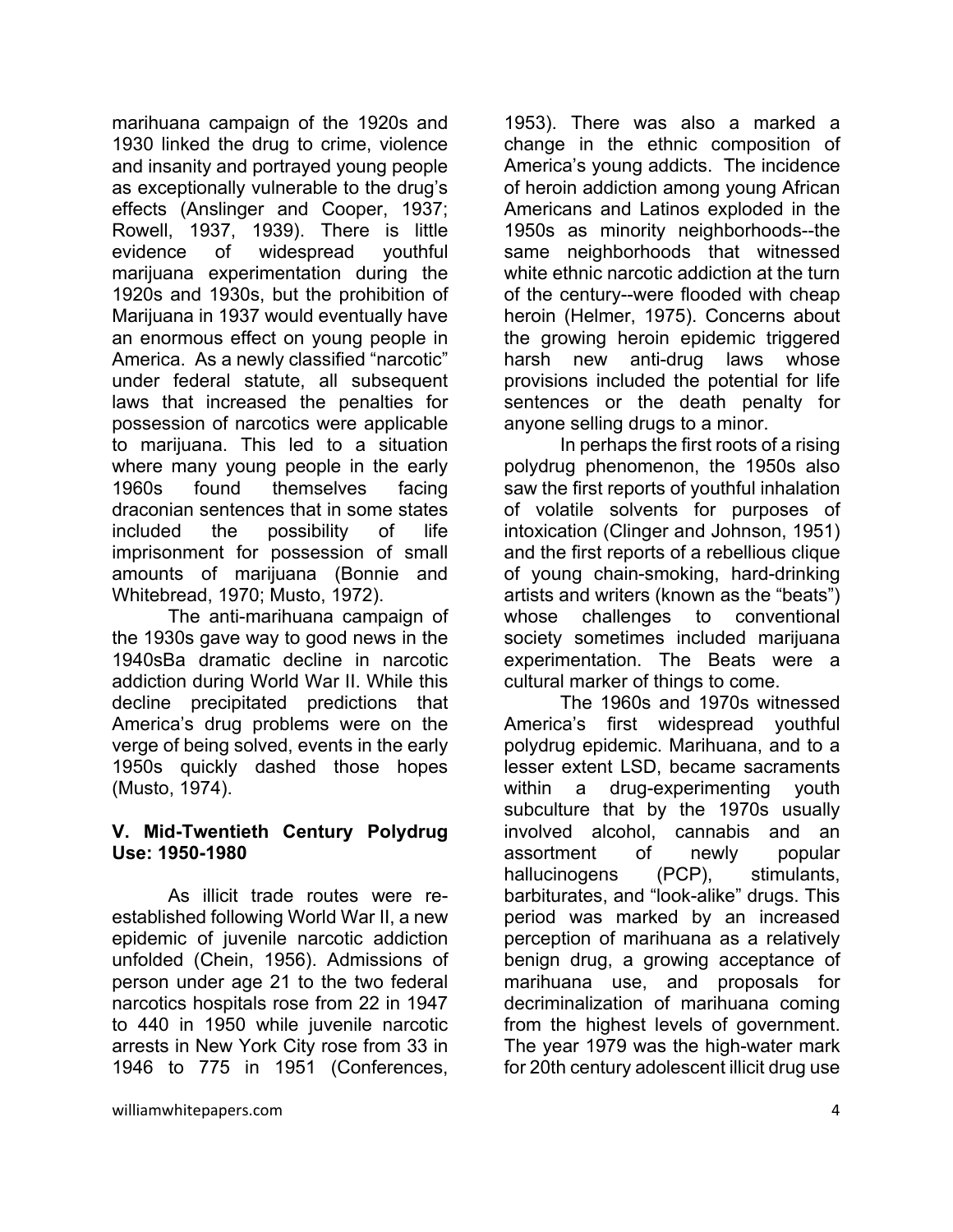marihuana campaign of the 1920s and 1930 linked the drug to crime, violence and insanity and portrayed young people as exceptionally vulnerable to the drug's effects (Anslinger and Cooper, 1937; Rowell, 1937, 1939). There is little evidence of widespread youthful marijuana experimentation during the 1920s and 1930s, but the prohibition of Marijuana in 1937 would eventually have an enormous effect on young people in America. As a newly classified "narcotic" under federal statute, all subsequent laws that increased the penalties for possession of narcotics were applicable to marijuana. This led to a situation where many young people in the early 1960s found themselves facing draconian sentences that in some states included the possibility of life imprisonment for possession of small amounts of marijuana (Bonnie and Whitebread, 1970; Musto, 1972).

The anti-marihuana campaign of the 1930s gave way to good news in the 1940sBa dramatic decline in narcotic addiction during World War II. While this decline precipitated predictions that America's drug problems were on the verge of being solved, events in the early 1950s quickly dashed those hopes (Musto, 1974).

### V. Mid-Twentieth Century Polydrug Use: 1950-1980

As illicit trade routes were re-established following World War II, a new epidemic of juvenile narcotic addiction unfolded (Chein, 1956). Admissions of person under age 21 to the two federal narcotics hospitals rose from 22 in 1947 to 440 in 1950 while juvenile narcotic arrests in New York City rose from 33 in 1946 to 775 in 1951 (Conferences, 1953). There was also a marked a change in the ethnic composition of America's young addicts. The incidence of heroin addiction among young African Americans and Latinos exploded in the 1950s as minority neighborhoods--the same neighborhoods that witnessed white ethnic narcotic addiction at the turn of the century--were flooded with cheap heroin (Helmer, 1975). Concerns about the growing heroin epidemic triggered harsh new anti-drug laws whose provisions included the potential for life sentences or the death penalty for anyone selling drugs to a minor.

In perhaps the first roots of a rising polydrug phenomenon, the 1950s also saw the first reports of youthful inhalation of volatile solvents for purposes of intoxication (Clinger and Johnson, 1951) and the first reports of a rebellious clique of young chain-smoking, hard-drinking artists and writers (known as the "beats") whose challenges to conventional society sometimes included marijuana experimentation. The Beats were a cultural marker of things to come.

The 1960s and 1970s witnessed America's first widespread youthful polydrug epidemic. Marihuana, and to a lesser extent LSD, became sacraments within a drug-experimenting youth subculture that by the 1970s usually involved alcohol, cannabis and an assortment of newly popular hallucinogens (PCP), stimulants, barbiturates, and "look-alike" drugs. This period was marked by an increased perception of marihuana as a relatively benign drug, a growing acceptance of marihuana use, and proposals for decriminalization of marihuana coming from the highest levels of government. The year 1979 was the high-water mark for 20th century adolescent illicit drug use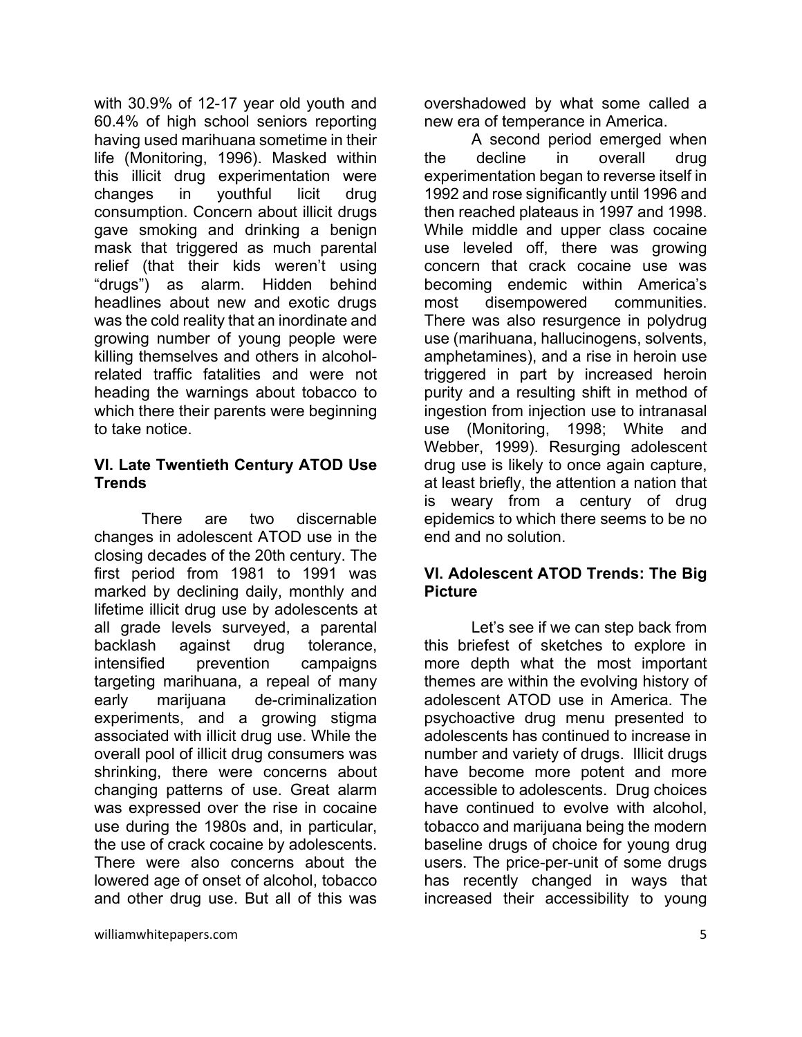with 30.9% of 12-17 year old youth and 60.4% of high school seniors reporting having used marihuana sometime in their life (Monitoring, 1996). Masked within this illicit drug experimentation were changes in youthful licit drug consumption. Concern about illicit drugs gave smoking and drinking a benign mask that triggered as much parental relief (that their kids weren't using "drugs") as alarm. Hidden behind headlines about new and exotic drugs was the cold reality that an inordinate and growing number of young people were killing themselves and others in alcohol-related traffic fatalities and were not heading the warnings about tobacco to which there their parents were beginning to take notice.

### VI. Late Twentieth Century ATOD Use Trends

There are two discernable changes in adolescent ATOD use in the closing decades of the 20th century. The first period from 1981 to 1991 was marked by declining daily, monthly and lifetime illicit drug use by adolescents at all grade levels surveyed, a parental backlash against drug tolerance, intensified prevention campaigns targeting marihuana, a repeal of many early marijuana de-criminalization experiments, and a growing stigma associated with illicit drug use. While the overall pool of illicit drug consumers was shrinking, there were concerns about changing patterns of use. Great alarm was expressed over the rise in cocaine use during the 1980s and, in particular, the use of crack cocaine by adolescents. There were also concerns about the lowered age of onset of alcohol, tobacco and other drug use. But all of this was overshadowed by what some called a new era of temperance in America.

A second period emerged when the decline in overall drug experimentation began to reverse itself in 1992 and rose significantly until 1996 and then reached plateaus in 1997 and 1998. While middle and upper class cocaine use leveled off, there was growing concern that crack cocaine use was becoming endemic within America's most disempowered communities. There was also resurgence in polydrug use (marihuana, hallucinogens, solvents, amphetamines), and a rise in heroin use triggered in part by increased heroin purity and a resulting shift in method of ingestion from injection use to intranasal use (Monitoring, 1998; White and Webber, 1999). Resurging adolescent drug use is likely to once again capture, at least briefly, the attention a nation that is weary from a century of drug epidemics to which there seems to be no end and no solution.

### VI. Adolescent ATOD Trends: The Big Picture

Let's see if we can step back from this briefest of sketches to explore in more depth what the most important themes are within the evolving history of adolescent ATOD use in America. The psychoactive drug menu presented to adolescents has continued to increase in number and variety of drugs. Illicit drugs have become more potent and more accessible to adolescents. Drug choices have continued to evolve with alcohol, tobacco and marijuana being the modern baseline drugs of choice for young drug users. The price-per-unit of some drugs has recently changed in ways that increased their accessibility to young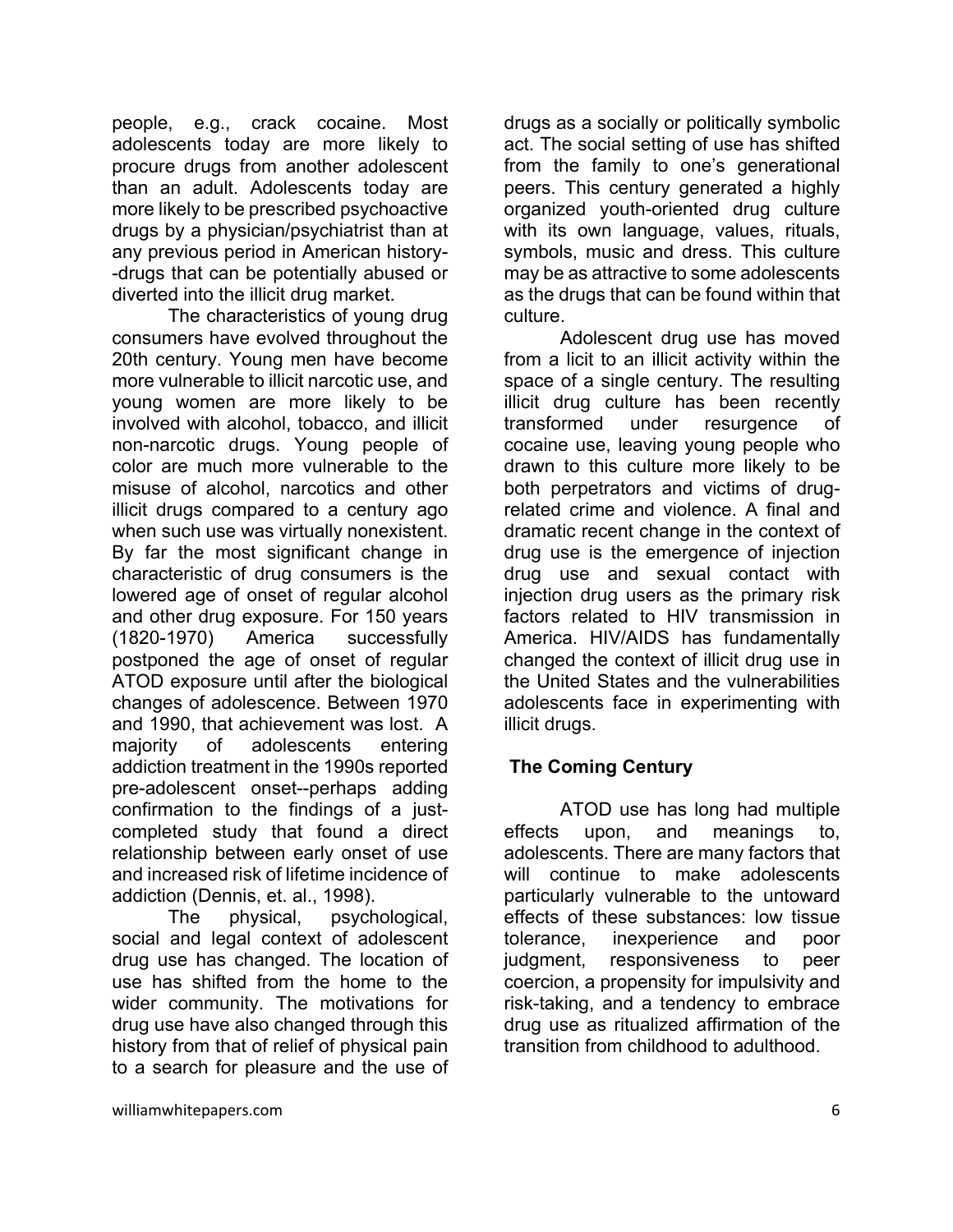people, e.g., crack cocaine. Most adolescents today are more likely to procure drugs from another adolescent than an adult. Adolescents today are more likely to be prescribed psychoactive drugs by a physician/psychiatrist than at any previous period in American history--drugs that can be potentially abused or diverted into the illicit drug market.

The characteristics of young drug consumers have evolved throughout the 20th century. Young men have become more vulnerable to illicit narcotic use, and young women are more likely to be involved with alcohol, tobacco, and illicit non-narcotic drugs. Young people of color are much more vulnerable to the misuse of alcohol, narcotics and other illicit drugs compared to a century ago when such use was virtually nonexistent. By far the most significant change in characteristic of drug consumers is the lowered age of onset of regular alcohol and other drug exposure. For 150 years (1820-1970) America successfully postponed the age of onset of regular ATOD exposure until after the biological changes of adolescence. Between 1970 and 1990, that achievement was lost. A majority of adolescents entering addiction treatment in the 1990s reported pre-adolescent onset--perhaps adding confirmation to the findings of a just-completed study that found a direct relationship between early onset of use and increased risk of lifetime incidence of addiction (Dennis, et. al., 1998).

The physical, psychological, social and legal context of adolescent drug use has changed. The location of use has shifted from the home to the wider community. The motivations for drug use have also changed through this history from that of relief of physical pain to a search for pleasure and the use of drugs as a socially or politically symbolic act. The social setting of use has shifted from the family to one's generational peers. This century generated a highly organized youth-oriented drug culture with its own language, values, rituals, symbols, music and dress. This culture may be as attractive to some adolescents as the drugs that can be found within that culture.

Adolescent drug use has moved from a licit to an illicit activity within the space of a single century. The resulting illicit drug culture has been recently transformed under resurgence of cocaine use, leaving young people who drawn to this culture more likely to be both perpetrators and victims of drug-related crime and violence. A final and dramatic recent change in the context of drug use is the emergence of injection drug use and sexual contact with injection drug users as the primary risk factors related to HIV transmission in America. HIV/AIDS has fundamentally changed the context of illicit drug use in the United States and the vulnerabilities adolescents face in experimenting with illicit drugs.

## The Coming Century

ATOD use has long had multiple effects upon, and meanings to, adolescents. There are many factors that will continue to make adolescents particularly vulnerable to the untoward effects of these substances: low tissue tolerance, inexperience and poor judgment, responsiveness to peer coercion, a propensity for impulsivity and risk-taking, and a tendency to embrace drug use as ritualized affirmation of the transition from childhood to adulthood.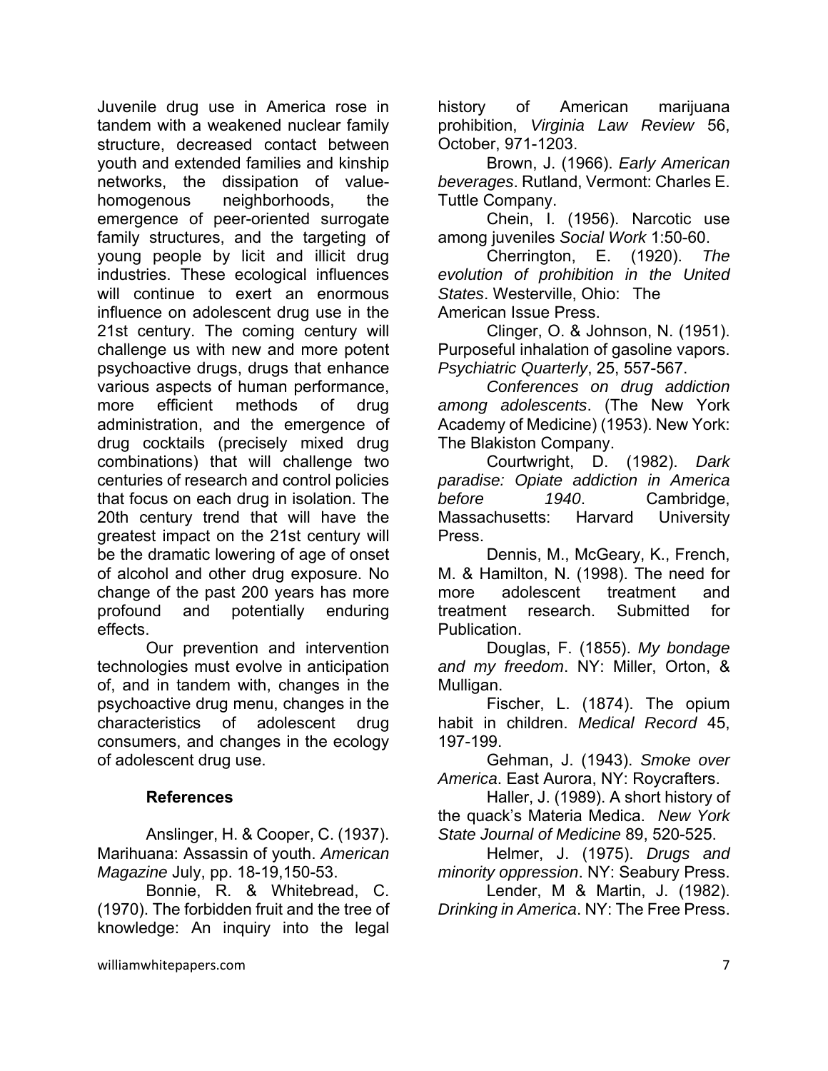Juvenile drug use in America rose in tandem with a weakened nuclear family structure, decreased contact between youth and extended families and kinship networks, the dissipation of value-homogenous neighborhoods, the emergence of peer-oriented surrogate family structures, and the targeting of young people by licit and illicit drug industries. These ecological influences will continue to exert an enormous influence on adolescent drug use in the 21st century. The coming century will challenge us with new and more potent psychoactive drugs, drugs that enhance various aspects of human performance, more efficient methods of drug administration, and the emergence of drug cocktails (precisely mixed drug combinations) that will challenge two centuries of research and control policies that focus on each drug in isolation. The 20th century trend that will have the greatest impact on the 21st century will be the dramatic lowering of age of onset of alcohol and other drug exposure. No change of the past 200 years has more profound and potentially enduring effects.

Our prevention and intervention technologies must evolve in anticipation of, and in tandem with, changes in the psychoactive drug menu, changes in the characteristics of adolescent drug consumers, and changes in the ecology of adolescent drug use.

## References

Anslinger, H. & Cooper, C. (1937). Marihuana: Assassin of youth. *American Magazine* July, pp. 18-19,150-53.

Bonnie, R. & Whitebread, C. (1970). The forbidden fruit and the tree of knowledge: An inquiry into the legal history of American marijuana prohibition, *Virginia Law Review* 56, October, 971-1203.

Brown, J. (1966). *Early American beverages*. Rutland, Vermont: Charles E. Tuttle Company.

Chein, I. (1956). Narcotic use among juveniles *Social Work* 1:50-60.

Cherrington, E. (1920). *The evolution of prohibition in the United States*. Westerville, Ohio: The American Issue Press.

Clinger, O. & Johnson, N. (1951). Purposeful inhalation of gasoline vapors. *Psychiatric Quarterly*, 25, 557-567.

*Conferences on drug addiction among adolescents*. (The New York Academy of Medicine) (1953). New York: The Blakiston Company.

Courtwright, D. (1982). *Dark paradise: Opiate addiction in America before 1940*. Cambridge, Massachusetts: Harvard University Press.

Dennis, M., McGeary, K., French, M. & Hamilton, N. (1998). The need for more adolescent treatment and treatment research. Submitted for Publication.

Douglas, F. (1855). *My bondage and my freedom*. NY: Miller, Orton, & Mulligan.

Fischer, L. (1874). The opium habit in children. *Medical Record* 45, 197-199.

Gehman, J. (1943). *Smoke over America*. East Aurora, NY: Roycrafters.

Haller, J. (1989). A short history of the quack's Materia Medica. *New York State Journal of Medicine* 89, 520-525.

Helmer, J. (1975). *Drugs and minority oppression*. NY: Seabury Press.

Lender, M & Martin, J. (1982). *Drinking in America*. NY: The Free Press.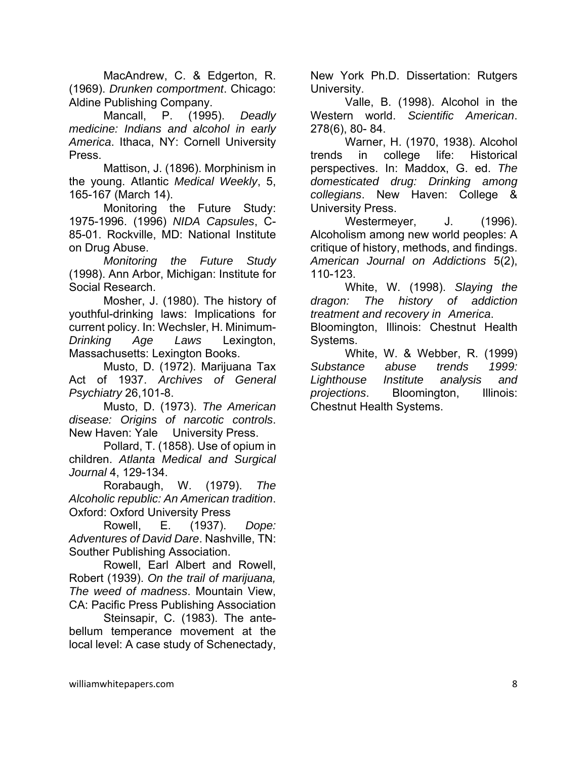MacAndrew, C. & Edgerton, R. (1969). *Drunken comportment*. Chicago: Aldine Publishing Company.

Mancall, P. (1995). *Deadly medicine: Indians and alcohol in early America*. Ithaca, NY: Cornell University Press.

Mattison, J. (1896). Morphinism in the young. Atlantic *Medical Weekly*, 5, 165-167 (March 14).

Monitoring the Future Study: 1975-1996. (1996) *NIDA Capsules*, C-85-01. Rockville, MD: National Institute on Drug Abuse.

*Monitoring the Future Study* (1998). Ann Arbor, Michigan: Institute for Social Research.

Mosher, J. (1980). The history of youthful-drinking laws: Implications for current policy. In: Wechsler, H. Minimum-*Drinking Age Laws* Lexington, Massachusetts: Lexington Books.

Musto, D. (1972). Marijuana Tax Act of 1937. *Archives of General Psychiatry* 26,101-8.

Musto, D. (1973). *The American disease: Origins of narcotic controls*. New Haven: Yale University Press.

Pollard, T. (1858). Use of opium in children. *Atlanta Medical and Surgical Journal* 4, 129-134.

Rorabaugh, W. (1979). *The Alcoholic republic: An American tradition*. Oxford: Oxford University Press

Rowell, E. (1937). *Dope: Adventures of David Dare*. Nashville, TN: Souther Publishing Association.

Rowell, Earl Albert and Rowell, Robert (1939). *On the trail of marijuana, The weed of madness*. Mountain View, CA: Pacific Press Publishing Association

Steinsapir, C. (1983). The ante-bellum temperance movement at the local level: A case study of Schenectady, New York Ph.D. Dissertation: Rutgers University.

Valle, B. (1998). Alcohol in the Western world. *Scientific American*. 278(6), 80- 84.

Warner, H. (1970, 1938). Alcohol trends in college life: Historical perspectives. In: Maddox, G. ed. *The domesticated drug: Drinking among collegians*. New Haven: College & University Press.

Westermeyer, J. (1996). Alcoholism among new world peoples: A critique of history, methods, and findings. *American Journal on Addictions* 5(2), 110-123.

White, W. (1998). *Slaying the dragon: The history of addiction treatment and recovery in America*. Bloomington, Illinois: Chestnut Health Systems.

White, W. & Webber, R. (1999) *Substance abuse trends 1999: Lighthouse Institute analysis and projections*. Bloomington, Illinois: Chestnut Health Systems.